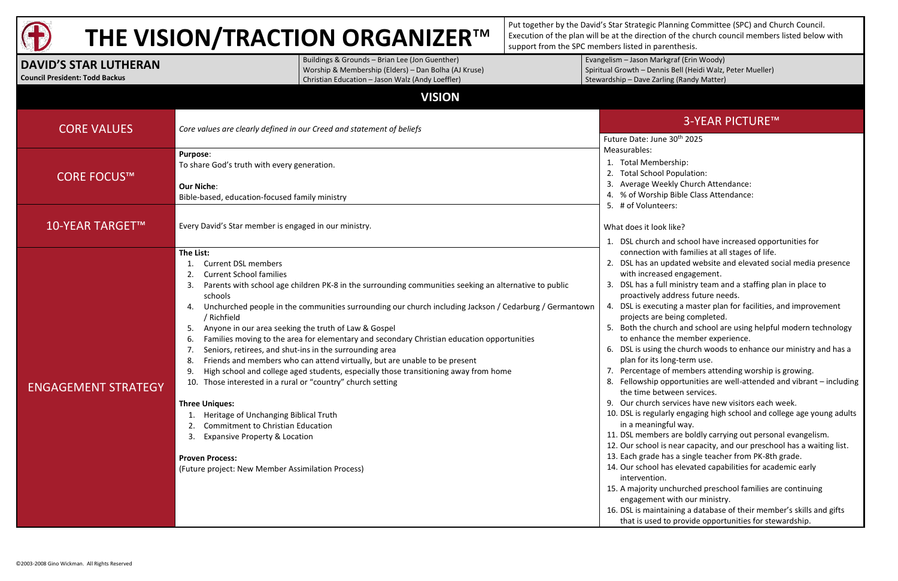# THE VISION/TRACTION ORGANIZER™

Put together by the David's Star Strategic Planning Committee (SPC) and Church Council. Execution of the plan will be at the direction of the church council members listed below with support from the SPC members listed in parenthesis.

**DAVID'S STAR LUTHERAN**
**Council President: Todd Backus**

Buildings & Grounds – Brian Lee (Jon Guenther)
Worship & Membership (Elders) – Dan Bolha (AJ Kruse)
Christian Education – Jason Walz (Andy Loeffler)

Evangelism – Jason Markgraf (Erin Woody)
Spiritual Growth – Dennis Bell (Heidi Walz, Peter Mueller)
Stewardship – Dave Zarling (Randy Matter)

## VISION

### CORE VALUES

*Core values are clearly defined in our Creed and statement of beliefs*

### CORE FOCUS™

**Purpose**:
To share God's truth with every generation.

**Our Niche**:
Bible-based, education-focused family ministry

### 10-YEAR TARGET™

Every David's Star member is engaged in our ministry.

### ENGAGEMENT STRATEGY

**The List:**

1. Current DSL members
2. Current School families
3. Parents with school age children PK-8 in the surrounding communities seeking an alternative to public schools
4. Unchurched people in the communities surrounding our church including Jackson / Cedarburg / Germantown / Richfield
5. Anyone in our area seeking the truth of Law & Gospel
6. Families moving to the area for elementary and secondary Christian education opportunities
7. Seniors, retirees, and shut-ins in the surrounding area
8. Friends and members who can attend virtually, but are unable to be present
9. High school and college aged students, especially those transitioning away from home
10. Those interested in a rural or "country" church setting

**Three Uniques:**

1. Heritage of Unchanging Biblical Truth
2. Commitment to Christian Education
3. Expansive Property & Location

**Proven Process:**
(Future project: New Member Assimilation Process)

### 3-YEAR PICTURE™

Future Date: June 30th 2025

Measurables:

1. Total Membership:
2. Total School Population:
3. Average Weekly Church Attendance:
4. % of Worship Bible Class Attendance:
5. # of Volunteers:

What does it look like?

1. DSL church and school have increased opportunities for connection with families at all stages of life.
2. DSL has an updated website and elevated social media presence with increased engagement.
3. DSL has a full ministry team and a staffing plan in place to proactively address future needs.
4. DSL is executing a master plan for facilities, and improvement projects are being completed.
5. Both the church and school are using helpful modern technology to enhance the member experience.
6. DSL is using the church woods to enhance our ministry and has a plan for its long-term use.
7. Percentage of members attending worship is growing.
8. Fellowship opportunities are well-attended and vibrant – including the time between services.
9. Our church services have new visitors each week.
10. DSL is regularly engaging high school and college age young adults in a meaningful way.
11. DSL members are boldly carrying out personal evangelism.
12. Our school is near capacity, and our preschool has a waiting list.
13. Each grade has a single teacher from PK-8th grade.
14. Our school has elevated capabilities for academic early intervention.
15. A majority unchurched preschool families are continuing engagement with our ministry.
16. DSL is maintaining a database of their member's skills and gifts that is used to provide opportunities for stewardship.

©2003-2008 Gino Wickman. All Rights Reserved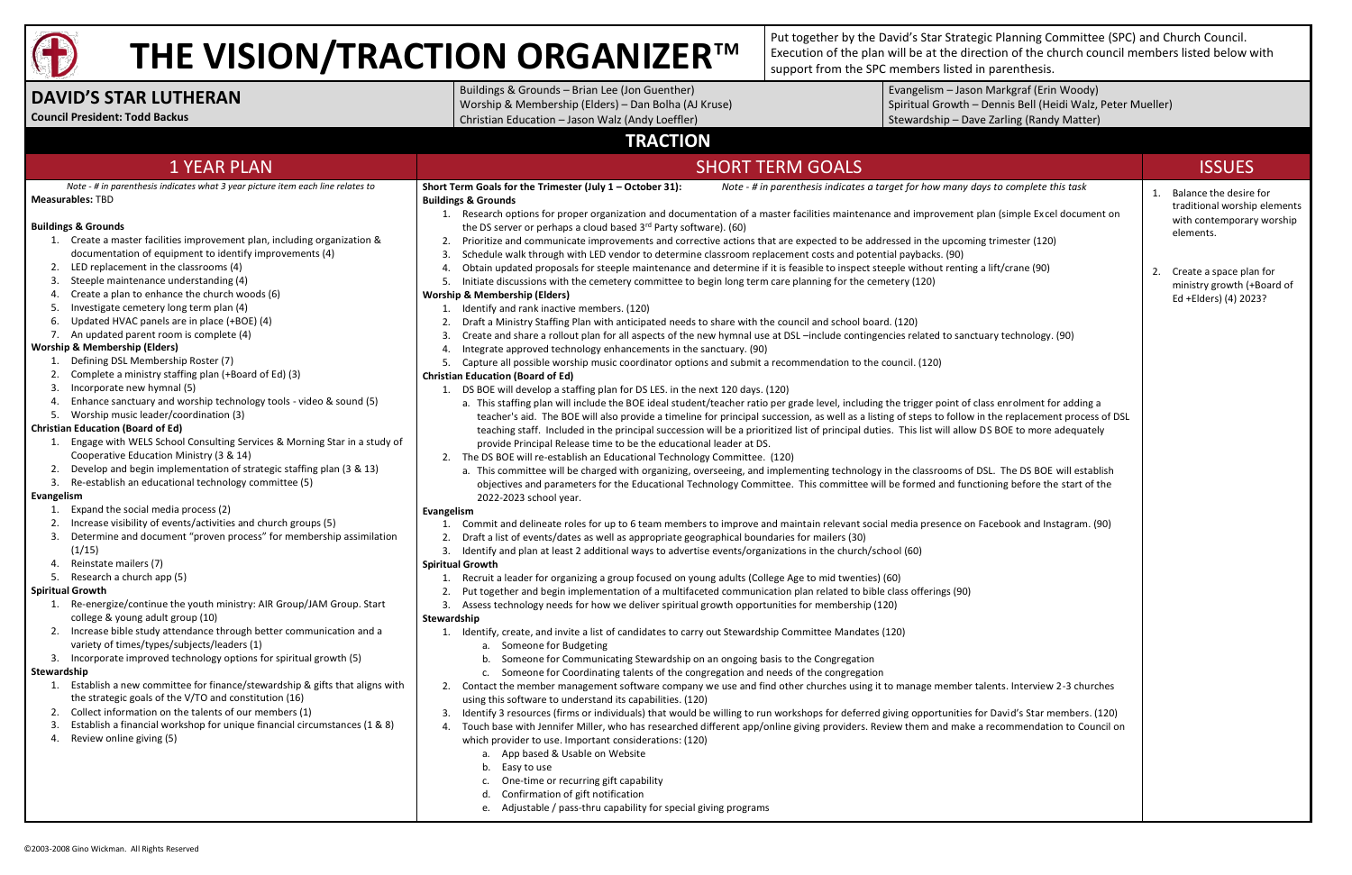# THE VISION/TRACTION ORGANIZER™

Put together by the David's Star Strategic Planning Committee (SPC) and Church Council. Execution of the plan will be at the direction of the church council members listed below with support from the SPC members listed in parenthesis.

## DAVID'S STAR LUTHERAN

**Council President: Todd Backus**

Buildings & Grounds – Brian Lee (Jon Guenther)
Worship & Membership (Elders) – Dan Bolha (AJ Kruse)
Christian Education – Jason Walz (Andy Loeffler)

Evangelism – Jason Markgraf (Erin Woody)
Spiritual Growth – Dennis Bell (Heidi Walz, Peter Mueller)
Stewardship – Dave Zarling (Randy Matter)

## TRACTION

### 1 YEAR PLAN

*Note - # in parenthesis indicates what 3 year picture item each line relates to*

**Measurables:** TBD

**Buildings & Grounds**

1. Create a master facilities improvement plan, including organization & documentation of equipment to identify improvements (4)
2. LED replacement in the classrooms (4)
3. Steeple maintenance understanding (4)
4. Create a plan to enhance the church woods (6)
5. Investigate cemetery long term plan (4)
6. Updated HVAC panels are in place (+BOE) (4)
7. An updated parent room is complete (4)

**Worship & Membership (Elders)**

1. Defining DSL Membership Roster (7)
2. Complete a ministry staffing plan (+Board of Ed) (3)
3. Incorporate new hymnal (5)
4. Enhance sanctuary and worship technology tools - video & sound (5)
5. Worship music leader/coordination (3)

**Christian Education (Board of Ed)**

1. Engage with WELS School Consulting Services & Morning Star in a study of Cooperative Education Ministry (3 & 14)
2. Develop and begin implementation of strategic staffing plan (3 & 13)
3. Re-establish an educational technology committee (5)

**Evangelism**

1. Expand the social media process (2)
2. Increase visibility of events/activities and church groups (5)
3. Determine and document "proven process" for membership assimilation (1/15)
4. Reinstate mailers (7)
5. Research a church app (5)

**Spiritual Growth**

1. Re-energize/continue the youth ministry: AIR Group/JAM Group. Start college & young adult group (10)
2. Increase bible study attendance through better communication and a variety of times/types/subjects/leaders (1)
3. Incorporate improved technology options for spiritual growth (5)

**Stewardship**

1. Establish a new committee for finance/stewardship & gifts that aligns with the strategic goals of the V/TO and constitution (16)
2. Collect information on the talents of our members (1)
3. Establish a financial workshop for unique financial circumstances (1 & 8)
4. Review online giving (5)

### SHORT TERM GOALS

**Short Term Goals for the Trimester (July 1 – October 31):** *Note - # in parenthesis indicates a target for how many days to complete this task*

**Buildings & Grounds**

1. Research options for proper organization and documentation of a master facilities maintenance and improvement plan (simple Excel document on the DS server or perhaps a cloud based 3rd Party software). (60)
2. Prioritize and communicate improvements and corrective actions that are expected to be addressed in the upcoming trimester (120)
3. Schedule walk through with LED vendor to determine classroom replacement costs and potential paybacks. (90)
4. Obtain updated proposals for steeple maintenance and determine if it is feasible to inspect steeple without renting a lift/crane (90)
5. Initiate discussions with the cemetery committee to begin long term care planning for the cemetery (120)

**Worship & Membership (Elders)**

1. Identify and rank inactive members. (120)
2. Draft a Ministry Staffing Plan with anticipated needs to share with the council and school board. (120)
3. Create and share a rollout plan for all aspects of the new hymnal use at DSL –include contingencies related to sanctuary technology. (90)
4. Integrate approved technology enhancements in the sanctuary. (90)
5. Capture all possible worship music coordinator options and submit a recommendation to the council. (120)

**Christian Education (Board of Ed)**

1. DS BOE will develop a staffing plan for DS LES. in the next 120 days. (120)
   a. This staffing plan will include the BOE ideal student/teacher ratio per grade level, including the trigger point of class enrolment for adding a teacher's aid. The BOE will also provide a timeline for principal succession, as well as a listing of steps to follow in the replacement process of DSL teaching staff. Included in the principal succession will be a prioritized list of principal duties. This list will allow DS BOE to more adequately provide Principal Release time to be the educational leader at DS.
2. The DS BOE will re-establish an Educational Technology Committee. (120)
   a. This committee will be charged with organizing, overseeing, and implementing technology in the classrooms of DSL. The DS BOE will establish objectives and parameters for the Educational Technology Committee. This committee will be formed and functioning before the start of the 2022-2023 school year.

**Evangelism**

1. Commit and delineate roles for up to 6 team members to improve and maintain relevant social media presence on Facebook and Instagram. (90)
2. Draft a list of events/dates as well as appropriate geographical boundaries for mailers (30)
3. Identify and plan at least 2 additional ways to advertise events/organizations in the church/school (60)

**Spiritual Growth**

1. Recruit a leader for organizing a group focused on young adults (College Age to mid twenties) (60)
2. Put together and begin implementation of a multifaceted communication plan related to bible class offerings (90)
3. Assess technology needs for how we deliver spiritual growth opportunities for membership (120)

**Stewardship**

1. Identify, create, and invite a list of candidates to carry out Stewardship Committee Mandates (120)
   a. Someone for Budgeting
   b. Someone for Communicating Stewardship on an ongoing basis to the Congregation
   c. Someone for Coordinating talents of the congregation and needs of the congregation
2. Contact the member management software company we use and find other churches using it to manage member talents. Interview 2-3 churches using this software to understand its capabilities. (120)
3. Identify 3 resources (firms or individuals) that would be willing to run workshops for deferred giving opportunities for David's Star members. (120)
4. Touch base with Jennifer Miller, who has researched different app/online giving providers. Review them and make a recommendation to Council on which provider to use. Important considerations: (120)
   a. App based & Usable on Website
   b. Easy to use
   c. One-time or recurring gift capability
   d. Confirmation of gift notification
   e. Adjustable / pass-thru capability for special giving programs

### ISSUES

1. Balance the desire for traditional worship elements with contemporary worship elements.
2. Create a space plan for ministry growth (+Board of Ed +Elders) (4) 2023?

©2003-2008 Gino Wickman. All Rights Reserved